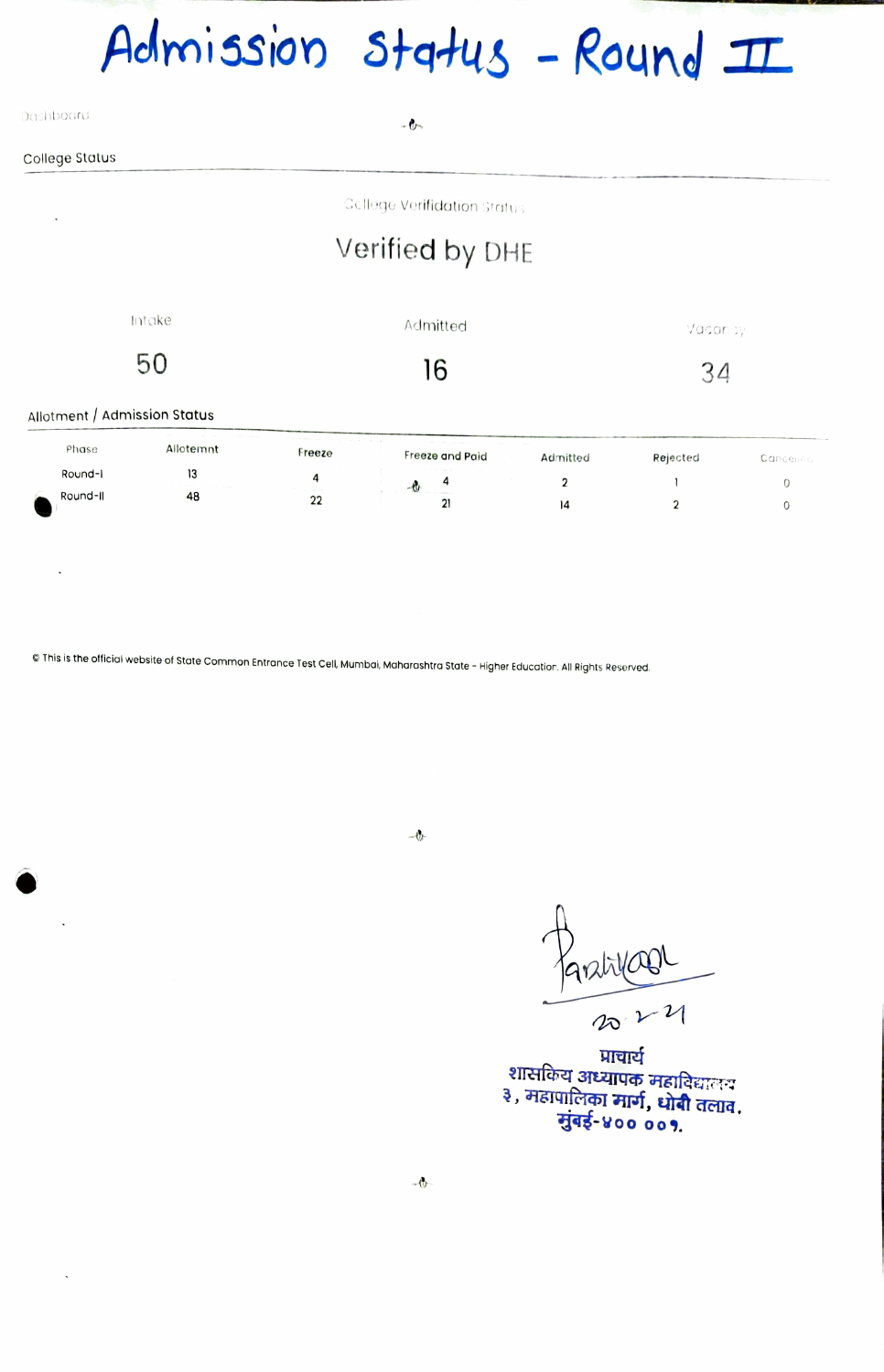# Admission Status - Round II

Dashboard

College Status

College Verification Status

Verified by DHE

| Intake | Admitted | Vacancy |
|---|---|---|
| 50 | 16 | 34 |

Allotment / Admission Status

| Phase | Allotemnt | Freeze | Freeze and Paid | Admitted | Rejected | Cancelled |
|---|---|---|---|---|---|---|
| Round-I | 13 | 4 | 4 | 2 | 1 | 0 |
| Round-II | 48 | 22 | 21 | 14 | 2 | 0 |

© This is the official website of State Common Entrance Test Cell, Mumbai, Maharashtra State - Higher Education. All Rights Reserved.

Parihyaar
20-2-21

प्राचार्य
शासकिय अध्यापक महाविद्यालय
३, महापालिका मार्ग, धोबी तलाव,
मुंबई-४०० ००१.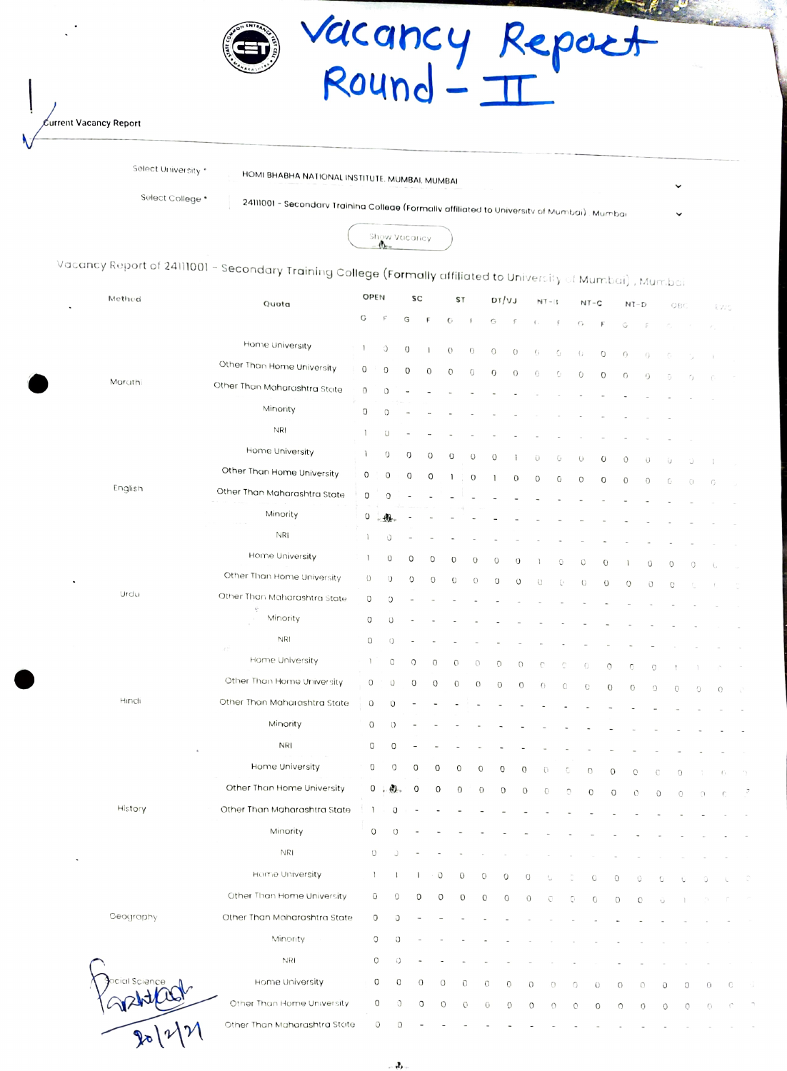# Vacancy Report Round – II

Current Vacancy Report

Select University * HOMI BHABHA NATIONAL INSTITUTE, MUMBAI, MUMBAI

Select College * 24111001 - Secondary Training College (Formally affiliated to University of Mumbai) Mumbai

Show Vacancy

Vacancy Report of 24111001 - Secondary Training College (Formally affiliated to University of Mumbai), Mumbai

| Method | Quota | OPEN | | SC | | ST | | DT/VJ | | NT-B | | NT-C | | NT-D | | OBC | | EWS | |
|---|---|---|---|---|---|---|---|---|---|---|---|---|---|---|---|---|---|---|---|
| | | G | F | G | F | G | F | G | F | G | F | G | F | G | F | G | F | G | F |
| Marathi | Home University | 1 | 0 | 0 | 1 | 0 | 0 | 0 | 0 | 0 | 0 | 0 | 0 | 0 | 0 | 0 | 0 | 1 | |
| | Other Than Home University | 0 | 0 | 0 | 0 | 0 | 0 | 0 | 0 | 0 | 0 | 0 | 0 | 0 | 0 | 0 | 0 | 0 | |
| | Other Than Maharashtra State | 0 | 0 | - | - | - | - | - | - | - | - | - | - | - | - | - | - | - | - |
| | Minority | 0 | 0 | - | - | - | - | - | - | - | - | - | - | - | - | - | - | - | - |
| | NRI | 1 | 0 | - | - | - | - | - | - | - | - | - | - | - | - | - | - | - | - |
| English | Home University | 1 | 0 | 0 | 0 | 0 | 0 | 0 | 1 | 0 | 0 | 0 | 0 | 0 | 0 | 0 | 0 | 1 | |
| | Other Than Home University | 0 | 0 | 0 | 0 | 1 | 0 | 1 | 0 | 0 | 0 | 0 | 0 | 0 | 0 | 0 | 0 | 0 | |
| | Other Than Maharashtra State | 0 | 0 | - | - | - | - | - | - | - | - | - | - | - | - | - | - | - | - |
| | Minority | 0 | | - | - | - | - | - | - | - | - | - | - | - | - | - | - | - | - |
| | NRI | 1 | 0 | - | - | - | - | - | - | - | - | - | - | - | - | - | - | - | - |
| Urdu | Home University | 1 | 0 | 0 | 0 | 0 | 0 | 0 | 0 | 1 | 0 | 0 | 0 | 1 | 0 | 0 | 0 | 0 | |
| | Other Than Home University | 0 | 0 | 0 | 0 | 0 | 0 | 0 | 0 | 0 | 0 | 0 | 0 | 0 | 0 | 0 | 0 | 1 | |
| | Other Than Maharashtra State | 0 | 0 | - | - | - | - | - | - | - | - | - | - | - | - | - | - | - | - |
| | Minority | 0 | 0 | - | - | - | - | - | - | - | - | - | - | - | - | - | - | - | - |
| | NRI | 0 | 0 | - | - | - | - | - | - | - | - | - | - | - | - | - | - | - | - |
| Hindi | Home University | 1 | 0 | 0 | 0 | 0 | 0 | 0 | 0 | 0 | 0 | 0 | 0 | 0 | 0 | 1 | 1 | 0 | |
| | Other Than Home University | 0 | 0 | 0 | 0 | 0 | 0 | 0 | 0 | 0 | 0 | 0 | 0 | 0 | 0 | 0 | 0 | 0 | |
| | Other Than Maharashtra State | 0 | 0 | - | - | - | - | - | - | - | - | - | - | - | - | - | - | - | - |
| | Minority | 0 | 0 | - | - | - | - | - | - | - | - | - | - | - | - | - | - | - | - |
| | NRI | 0 | 0 | - | - | - | - | - | - | - | - | - | - | - | - | - | - | - | - |
| History | Home University | 0 | 0 | 0 | 0 | 0 | 0 | 0 | 0 | 0 | 0 | 0 | 0 | 0 | 0 | 0 | 1 | 0 | 0 |
| | Other Than Home University | 0 | | 0 | 0 | 0 | 0 | 0 | 0 | 0 | 0 | 0 | 0 | 0 | 0 | 0 | 0 | 0 | |
| | Other Than Maharashtra State | 1 | 0 | - | - | - | - | - | - | - | - | - | - | - | - | - | - | - | - |
| | Minority | 0 | 0 | - | - | - | - | - | - | - | - | - | - | - | - | - | - | - | - |
| | NRI | 0 | 0 | - | - | - | - | - | - | - | - | - | - | - | - | - | - | - | - |
| Geography | Home University | 1 | 1 | 1 | 0 | 0 | 0 | 0 | 0 | 0 | 0 | 0 | 0 | 0 | 0 | 0 | 0 | 0 | |
| | Other Than Home University | 0 | 0 | 0 | 0 | 0 | 0 | 0 | 0 | 0 | 0 | 0 | 0 | 0 | 0 | 1 | 0 | 0 | |
| | Other Than Maharashtra State | 0 | 0 | - | - | - | - | - | - | - | - | - | - | - | - | - | - | - | - |
| | Minority | 0 | 0 | - | - | - | - | - | - | - | - | - | - | - | - | - | - | - | - |
| | NRI | 0 | 0 | - | - | - | - | - | - | - | - | - | - | - | - | - | - | - | - |
| Social Science | Home University | 0 | 0 | 0 | 0 | 0 | 0 | 0 | 0 | 0 | 0 | 0 | 0 | 0 | 0 | 0 | 0 | 0 | |
| | Other Than Home University | 0 | 0 | 0 | 0 | 0 | 0 | 0 | 0 | 0 | 0 | 0 | 0 | 0 | 0 | 0 | 0 | 0 | |
| | Other Than Maharashtra State | 0 | 0 | - | - | - | - | - | - | - | - | - | - | - | - | - | - | - | - |

20/2/21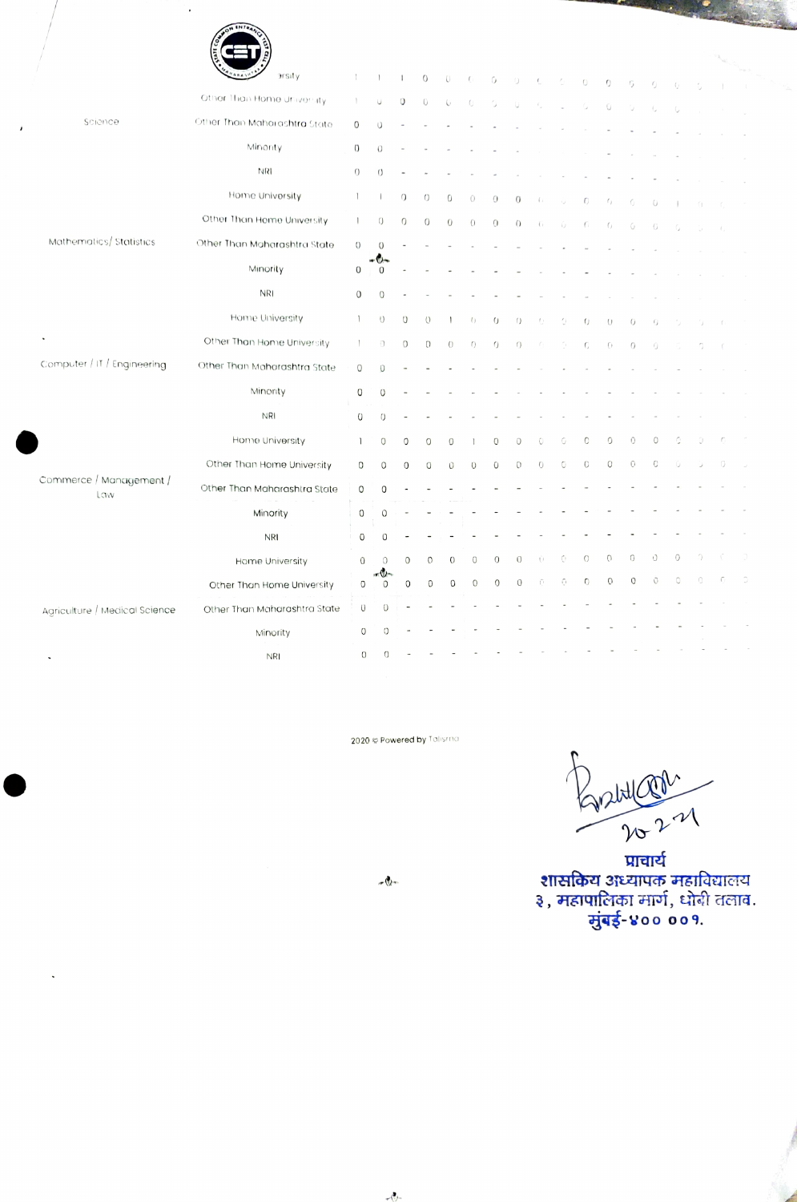| | | | | | | | | | | | | | | | | | | | | | |
|---|---|---|---|---|---|---|---|---|---|---|---|---|---|---|---|---|---|---|---|---|---|
| Science | ...ersity | 1 | 1 | 1 | 0 | 0 | 0 | 0 | 0 | 0 | 0 | 0 | 0 | 0 | 0 | 0 | 0 | 1 | 1 | | |
| | Other Than Home University | 1 | 0 | 0 | 0 | 0 | 0 | 0 | 0 | 0 | 0 | 0 | 0 | 0 | 0 | 0 | | | | | |
| | Other Than Maharashtra State | 0 | 0 | - | - | - | - | - | - | - | - | - | - | - | - | - | - | - | - | - | - |
| | Minority | 0 | 0 | - | - | - | - | - | - | - | - | - | - | - | - | - | - | - | - | - | - |
| | NRI | 0 | 0 | - | - | - | - | - | - | - | - | - | - | - | - | - | - | - | - | - | - |
| Mathematics/ Statistics | Home University | 1 | 1 | 0 | 0 | 0 | 0 | 0 | 0 | 0 | 0 | 0 | 0 | 0 | 0 | 1 | 0 | 0 | | | |
| | Other Than Home University | 1 | 0 | 0 | 0 | 0 | 0 | 0 | 0 | 0 | 0 | 0 | 0 | 0 | 0 | 0 | 0 | 0 | | | |
| | Other Than Maharashtra State | 0 | 0 | - | - | - | - | - | - | - | - | - | - | - | - | - | - | - | - | - | - |
| | Minority | 0 | 0 | - | - | - | - | - | - | - | - | - | - | - | - | - | - | - | - | - | - |
| | NRI | 0 | 0 | - | - | - | - | - | - | - | - | - | - | - | - | - | - | - | - | - | - |
| Computer / IT / Engineering | Home University | 1 | 0 | 0 | 0 | 1 | 0 | 0 | 0 | 0 | 0 | 0 | 0 | 0 | 0 | 0 | 0 | 1 | | | |
| | Other Than Home University | 1 | 0 | 0 | 0 | 0 | 0 | 0 | 0 | 0 | 0 | 0 | 0 | 0 | 0 | 0 | 0 | 1 | | | |
| | Other Than Maharashtra State | 0 | 0 | - | - | - | - | - | - | - | - | - | - | - | - | - | - | - | - | - | - |
| | Minority | 0 | 0 | - | - | - | - | - | - | - | - | - | - | - | - | - | - | - | - | - | - |
| | NRI | 0 | 0 | - | - | - | - | - | - | - | - | - | - | - | - | - | - | - | - | - | - |
| Commerce / Management / Law | Home University | 1 | 0 | 0 | 0 | 0 | 1 | 0 | 0 | 0 | 0 | 0 | 0 | 0 | 0 | 0 | 0 | 0 | | | |
| | Other Than Home University | 0 | 0 | 0 | 0 | 0 | 0 | 0 | 0 | 0 | 0 | 0 | 0 | 0 | 0 | 0 | 0 | 0 | | | |
| | Other Than Maharashtra State | 0 | 0 | - | - | - | - | - | - | - | - | - | - | - | - | - | - | - | - | - | - |
| | Minority | 0 | 0 | - | - | - | - | - | - | - | - | - | - | - | - | - | - | - | - | - | - |
| | NRI | 0 | 0 | - | - | - | - | - | - | - | - | - | - | - | - | - | - | - | - | - | - |
| Agriculture / Medical Science | Home University | 0 | 0 | 0 | 0 | 0 | 0 | 0 | 0 | 0 | 0 | 0 | 0 | 0 | 0 | 0 | 0 | 0 | 0 | | |
| | Other Than Home University | 0 | 0 | 0 | 0 | 0 | 0 | 0 | 0 | 0 | 0 | 0 | 0 | 0 | 0 | 0 | 0 | 0 | 0 | | |
| | Other Than Maharashtra State | 0 | 0 | - | - | - | - | - | - | - | - | - | - | - | - | - | - | - | - | - | - |
| | Minority | 0 | 0 | - | - | - | - | - | - | - | - | - | - | - | - | - | - | - | - | - | - |
| | NRI | 0 | 0 | - | - | - | - | - | - | - | - | - | - | - | - | - | - | - | - | - | - |

2020 © Powered by Talisma

20-2-21

प्राचार्य
शासकिय अध्यापक महाविद्यालय
३, महापालिका मार्ग, धोबी तलाव.
मुंबई-४०० ००१.